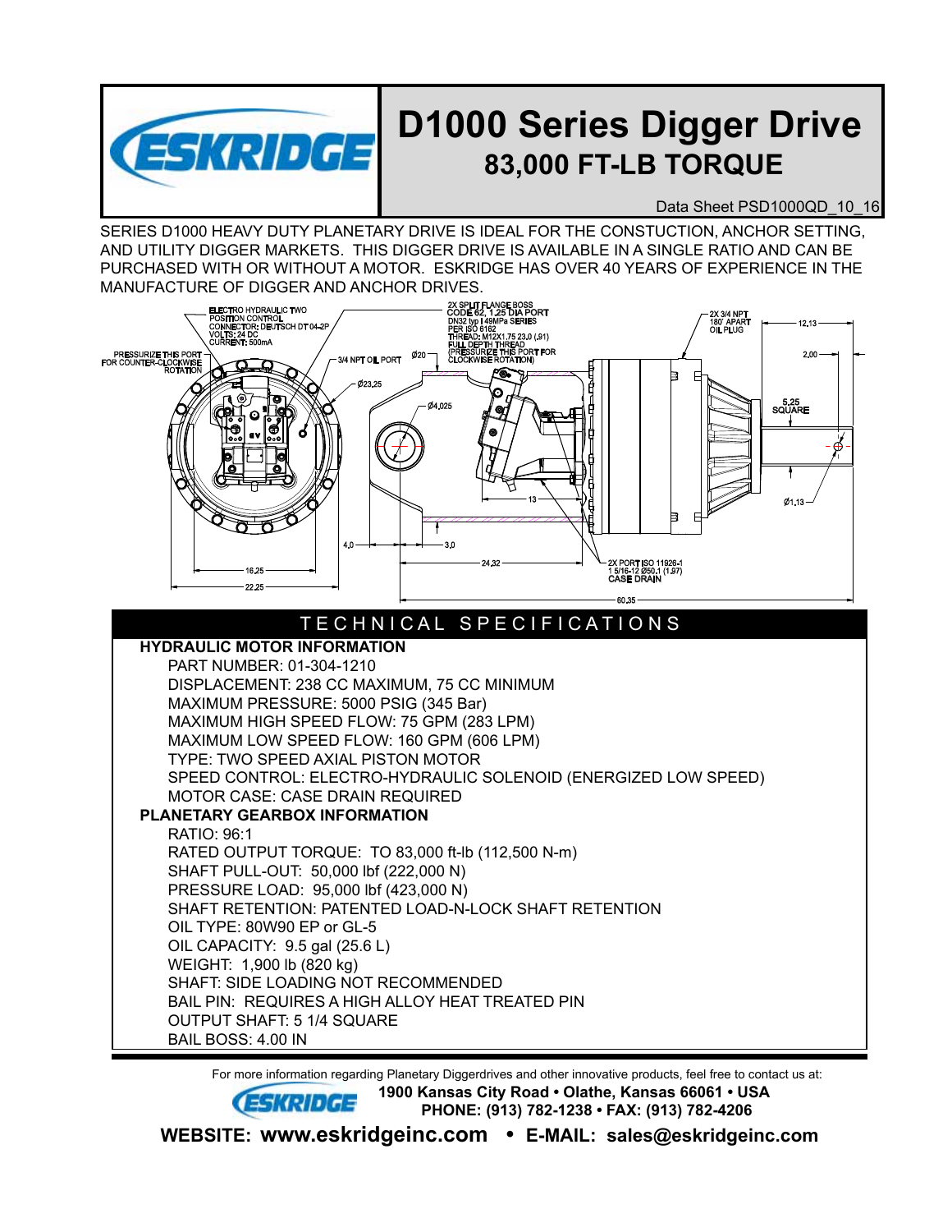# D1000 Series Digger Drive

## 83,000 FT-LB TORQUE

Data Sheet PSD1000QD_10_16

SERIES D1000 HEAVY DUTY PLANETARY DRIVE IS IDEAL FOR THE CONSTUCTION, ANCHOR SETTING, AND UTILITY DIGGER MARKETS. THIS DIGGER DRIVE IS AVAILABLE IN A SINGLE RATIO AND CAN BE PURCHASED WITH OR WITHOUT A MOTOR. ESKRIDGE HAS OVER 40 YEARS OF EXPERIENCE IN THE MANUFACTURE OF DIGGER AND ANCHOR DRIVES.

ELECTRO HYDRAULIC TWO POSITION CONTROL
CONNECTOR: DEUTSCH DT 04-2P
VOLTS: 24 DC
CURRENT: 500mA

PRESSURIZE THIS PORT FOR COUNTER-CLOCKWISE ROTATION

3/4 NPT OIL PORT

2X SPLIT FLANGE BOSS CODE 62, 1.25 DIA PORT DN32 typ I 49MPa SERIES PER ISO 6162 THREAD: M12X1.75 23.0 (.91) FULL DEPTH THREAD (PRESSURIZE THIS PORT FOR CLOCKWISE ROTATION)

2X 3/4 NPT 180° APART OIL PLUG

2X PORT ISO 11926-1 1 5/16-12 Ø50.1 (1.97) CASE DRAIN

Ø20, Ø23.25, Ø4.025, 4.0, 3.0, 13, 16.25, 22.25, 24.32, 60.35, 12.13, 2.00, 5.25 SQUARE, Ø1.13

## TECHNICAL SPECIFICATIONS

**HYDRAULIC MOTOR INFORMATION**

- PART NUMBER: 01-304-1210
- DISPLACEMENT: 238 CC MAXIMUM, 75 CC MINIMUM
- MAXIMUM PRESSURE: 5000 PSIG (345 Bar)
- MAXIMUM HIGH SPEED FLOW: 75 GPM (283 LPM)
- MAXIMUM LOW SPEED FLOW: 160 GPM (606 LPM)
- TYPE: TWO SPEED AXIAL PISTON MOTOR
- SPEED CONTROL: ELECTRO-HYDRAULIC SOLENOID (ENERGIZED LOW SPEED)
- MOTOR CASE: CASE DRAIN REQUIRED

**PLANETARY GEARBOX INFORMATION**

- RATIO: 96:1
- RATED OUTPUT TORQUE: TO 83,000 ft-lb (112,500 N-m)
- SHAFT PULL-OUT: 50,000 lbf (222,000 N)
- PRESSURE LOAD: 95,000 lbf (423,000 N)
- SHAFT RETENTION: PATENTED LOAD-N-LOCK SHAFT RETENTION
- OIL TYPE: 80W90 EP or GL-5
- OIL CAPACITY: 9.5 gal (25.6 L)
- WEIGHT: 1,900 lb (820 kg)
- SHAFT: SIDE LOADING NOT RECOMMENDED
- BAIL PIN: REQUIRES A HIGH ALLOY HEAT TREATED PIN
- OUTPUT SHAFT: 5 1/4 SQUARE
- BAIL BOSS: 4.00 IN

For more information regarding Planetary Diggerdrives and other innovative products, feel free to contact us at:

**1900 Kansas City Road • Olathe, Kansas 66061 • USA**
**PHONE: (913) 782-1238 • FAX: (913) 782-4206**

**WEBSITE: www.eskridgeinc.com • E-MAIL: sales@eskridgeinc.com**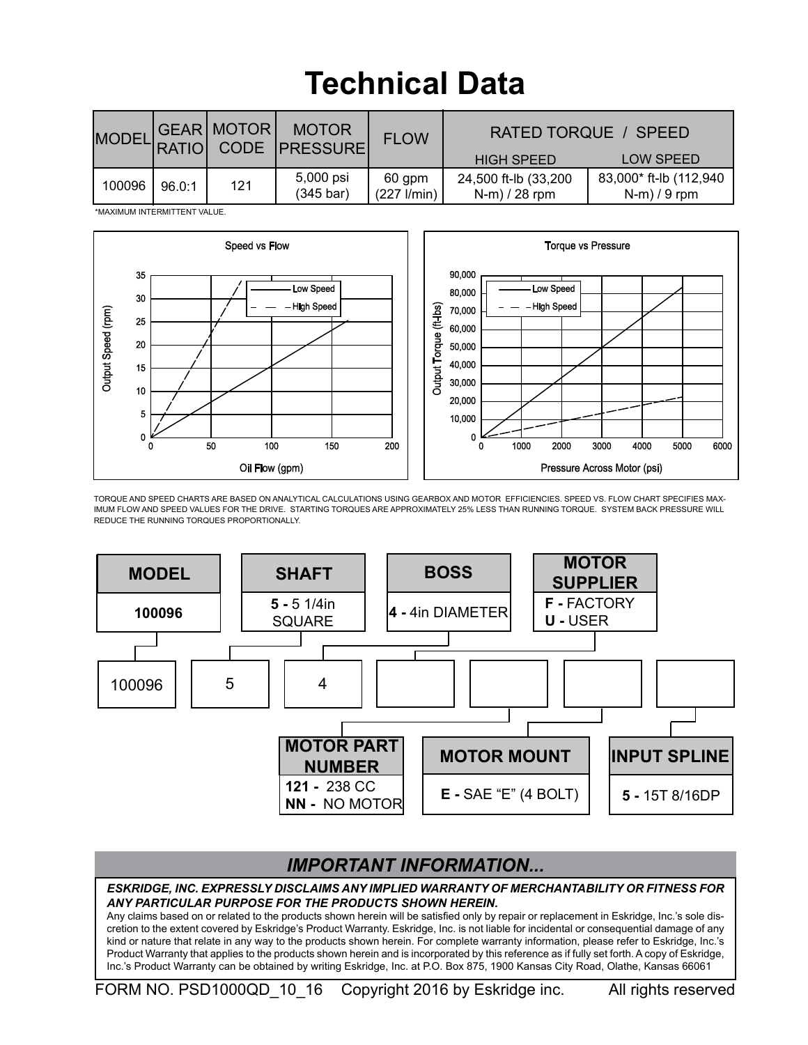# Technical Data

| MODEL | GEAR RATIO | MOTOR CODE | MOTOR PRESSURE | FLOW | RATED TORQUE / SPEED | |
|---|---|---|---|---|---|---|
| | | | | | HIGH SPEED | LOW SPEED |
| 100096 | 96.0:1 | 121 | 5,000 psi (345 bar) | 60 gpm (227 l/min) | 24,500 ft-lb (33,200 N-m) / 28 rpm | 83,000* ft-lb (112,940 N-m) / 9 rpm |

*MAXIMUM INTERMITTENT VALUE.

Speed vs Flow

Low Speed
High Speed

Output Speed (rpm)

0
5
10
15
20
25
30
35

0
50
100
150
200

Oil Flow (gpm)

Torque vs Pressure

Low Speed
High Speed

Output Torque (ft-lbs)

0
10,000
20,000
30,000
40,000
50,000
60,000
70,000
80,000
90,000

0
1000
2000
3000
4000
5000
6000

Pressure Across Motor (psi)

TORQUE AND SPEED CHARTS ARE BASED ON ANALYTICAL CALCULATIONS USING GEARBOX AND MOTOR EFFICIENCIES. SPEED VS. FLOW CHART SPECIFIES MAXIMUM FLOW AND SPEED VALUES FOR THE DRIVE. STARTING TORQUES ARE APPROXIMATELY 25% LESS THAN RUNNING TORQUE. SYSTEM BACK PRESSURE WILL REDUCE THE RUNNING TORQUES PROPORTIONALLY.

**MODEL**
**100096**

**SHAFT**
**5 -** 5 1/4in SQUARE

**BOSS**
**4 -** 4in DIAMETER

**MOTOR SUPPLIER**
**F -** FACTORY
**U -** USER

| 100096 | 5 | 4 | | | | |
|---|---|---|---|---|---|---|

**MOTOR PART NUMBER**
**121 -** 238 CC
**NN -** NO MOTOR

**MOTOR MOUNT**
**E -** SAE "E" (4 BOLT)

**INPUT SPLINE**
**5 -** 15T 8/16DP

## *IMPORTANT INFORMATION...*

***ESKRIDGE, INC. EXPRESSLY DISCLAIMS ANY IMPLIED WARRANTY OF MERCHANTABILITY OR FITNESS FOR ANY PARTICULAR PURPOSE FOR THE PRODUCTS SHOWN HEREIN.***

Any claims based on or related to the products shown herein will be satisfied only by repair or replacement in Eskridge, Inc.'s sole discretion to the extent covered by Eskridge's Product Warranty. Eskridge, Inc. is not liable for incidental or consequential damage of any kind or nature that relate in any way to the products shown herein. For complete warranty information, please refer to Eskridge, Inc.'s Product Warranty that applies to the products shown herein and is incorporated by this reference as if fully set forth. A copy of Eskridge, Inc.'s Product Warranty can be obtained by writing Eskridge, Inc. at P.O. Box 875, 1900 Kansas City Road, Olathe, Kansas 66061

FORM NO. PSD1000QD_10_16 Copyright 2016 by Eskridge inc. All rights reserved